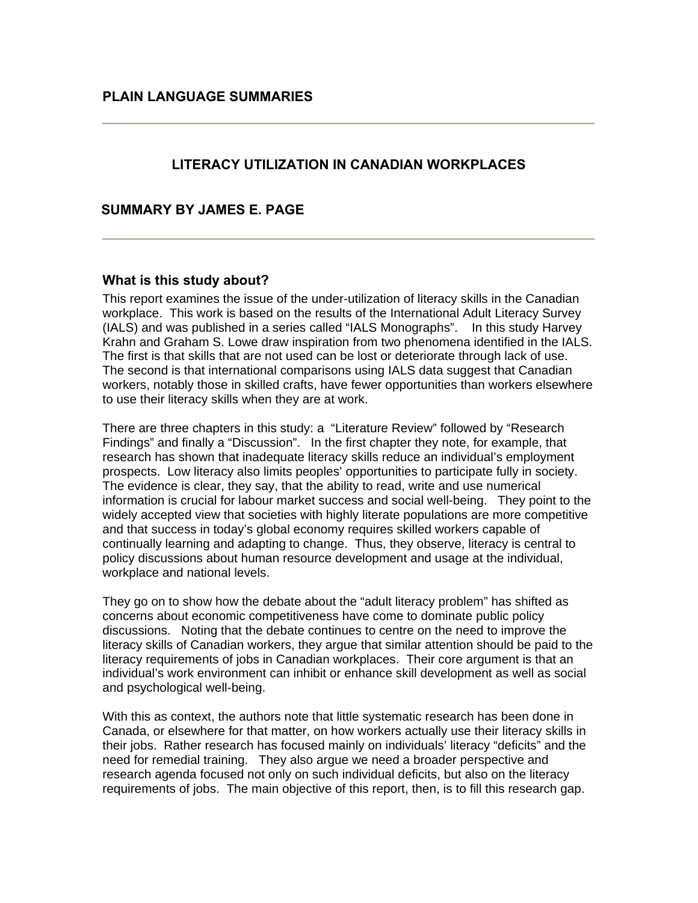## PLAIN LANGUAGE SUMMARIES

---

# LITERACY UTILIZATION IN CANADIAN WORKPLACES

## SUMMARY BY JAMES E. PAGE

---

### What is this study about?

This report examines the issue of the under-utilization of literacy skills in the Canadian workplace. This work is based on the results of the International Adult Literacy Survey (IALS) and was published in a series called "IALS Monographs". In this study Harvey Krahn and Graham S. Lowe draw inspiration from two phenomena identified in the IALS. The first is that skills that are not used can be lost or deteriorate through lack of use. The second is that international comparisons using IALS data suggest that Canadian workers, notably those in skilled crafts, have fewer opportunities than workers elsewhere to use their literacy skills when they are at work.

There are three chapters in this study: a "Literature Review" followed by "Research Findings" and finally a "Discussion". In the first chapter they note, for example, that research has shown that inadequate literacy skills reduce an individual's employment prospects. Low literacy also limits peoples' opportunities to participate fully in society. The evidence is clear, they say, that the ability to read, write and use numerical information is crucial for labour market success and social well-being. They point to the widely accepted view that societies with highly literate populations are more competitive and that success in today's global economy requires skilled workers capable of continually learning and adapting to change. Thus, they observe, literacy is central to policy discussions about human resource development and usage at the individual, workplace and national levels.

They go on to show how the debate about the "adult literacy problem" has shifted as concerns about economic competitiveness have come to dominate public policy discussions. Noting that the debate continues to centre on the need to improve the literacy skills of Canadian workers, they argue that similar attention should be paid to the literacy requirements of jobs in Canadian workplaces. Their core argument is that an individual's work environment can inhibit or enhance skill development as well as social and psychological well-being.

With this as context, the authors note that little systematic research has been done in Canada, or elsewhere for that matter, on how workers actually use their literacy skills in their jobs. Rather research has focused mainly on individuals' literacy "deficits" and the need for remedial training. They also argue we need a broader perspective and research agenda focused not only on such individual deficits, but also on the literacy requirements of jobs. The main objective of this report, then, is to fill this research gap.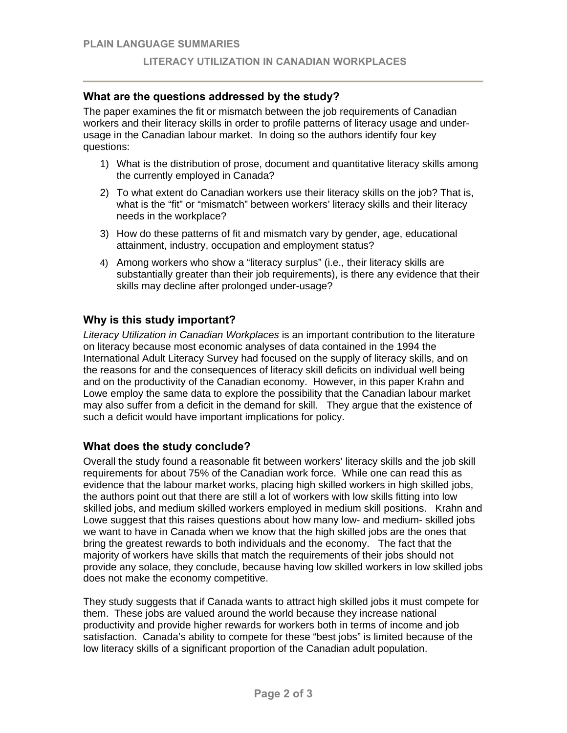### What are the questions addressed by the study?

The paper examines the fit or mismatch between the job requirements of Canadian workers and their literacy skills in order to profile patterns of literacy usage and under-usage in the Canadian labour market. In doing so the authors identify four key questions:

1) What is the distribution of prose, document and quantitative literacy skills among the currently employed in Canada?
2) To what extent do Canadian workers use their literacy skills on the job? That is, what is the "fit" or "mismatch" between workers' literacy skills and their literacy needs in the workplace?
3) How do these patterns of fit and mismatch vary by gender, age, educational attainment, industry, occupation and employment status?
4) Among workers who show a "literacy surplus" (i.e., their literacy skills are substantially greater than their job requirements), is there any evidence that their skills may decline after prolonged under-usage?

### Why is this study important?

*Literacy Utilization in Canadian Workplaces* is an important contribution to the literature on literacy because most economic analyses of data contained in the 1994 the International Adult Literacy Survey had focused on the supply of literacy skills, and on the reasons for and the consequences of literacy skill deficits on individual well being and on the productivity of the Canadian economy. However, in this paper Krahn and Lowe employ the same data to explore the possibility that the Canadian labour market may also suffer from a deficit in the demand for skill. They argue that the existence of such a deficit would have important implications for policy.

### What does the study conclude?

Overall the study found a reasonable fit between workers' literacy skills and the job skill requirements for about 75% of the Canadian work force. While one can read this as evidence that the labour market works, placing high skilled workers in high skilled jobs, the authors point out that there are still a lot of workers with low skills fitting into low skilled jobs, and medium skilled workers employed in medium skill positions. Krahn and Lowe suggest that this raises questions about how many low- and medium- skilled jobs we want to have in Canada when we know that the high skilled jobs are the ones that bring the greatest rewards to both individuals and the economy. The fact that the majority of workers have skills that match the requirements of their jobs should not provide any solace, they conclude, because having low skilled workers in low skilled jobs does not make the economy competitive.

They study suggests that if Canada wants to attract high skilled jobs it must compete for them. These jobs are valued around the world because they increase national productivity and provide higher rewards for workers both in terms of income and job satisfaction. Canada's ability to compete for these "best jobs" is limited because of the low literacy skills of a significant proportion of the Canadian adult population.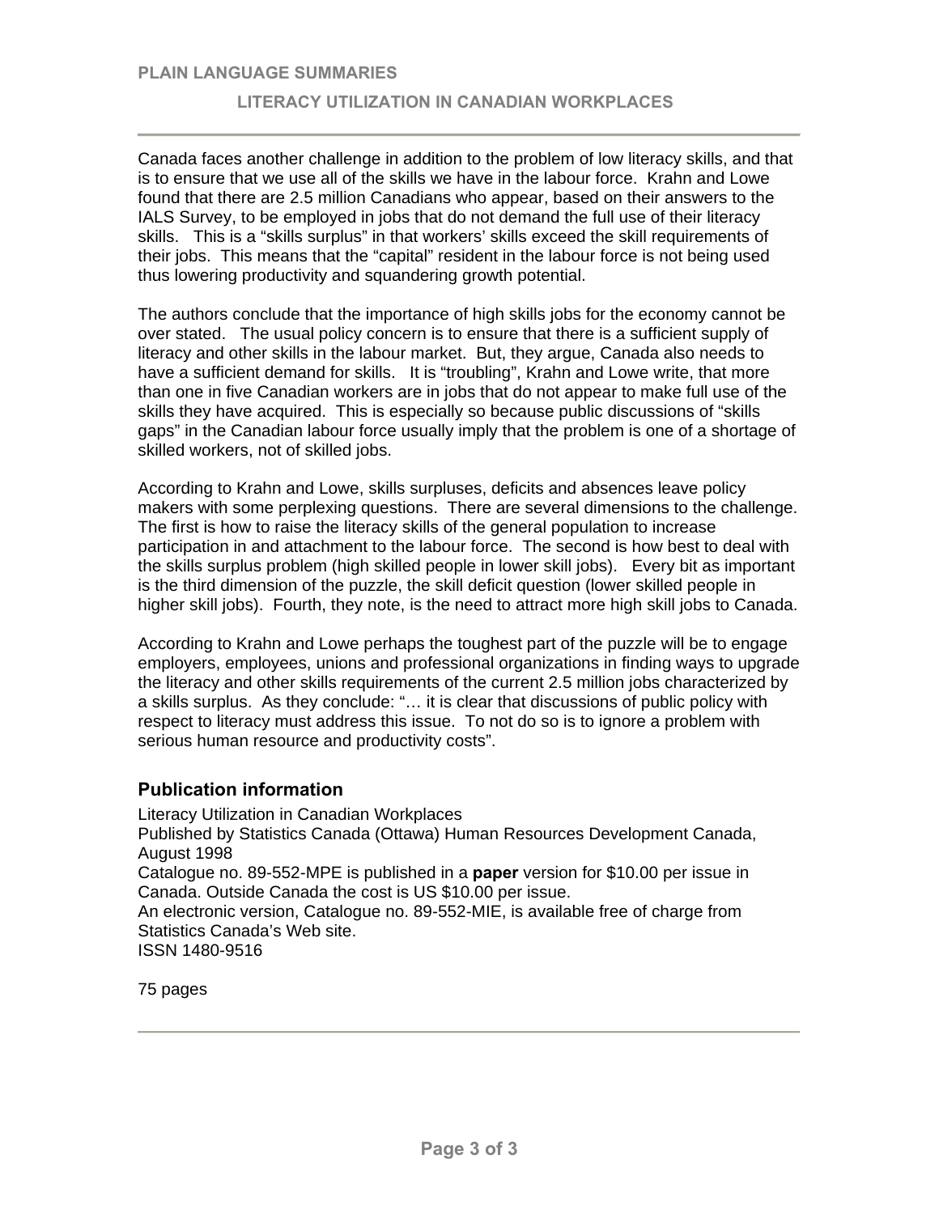Canada faces another challenge in addition to the problem of low literacy skills, and that is to ensure that we use all of the skills we have in the labour force. Krahn and Lowe found that there are 2.5 million Canadians who appear, based on their answers to the IALS Survey, to be employed in jobs that do not demand the full use of their literacy skills. This is a "skills surplus" in that workers' skills exceed the skill requirements of their jobs. This means that the "capital" resident in the labour force is not being used thus lowering productivity and squandering growth potential.

The authors conclude that the importance of high skills jobs for the economy cannot be over stated. The usual policy concern is to ensure that there is a sufficient supply of literacy and other skills in the labour market. But, they argue, Canada also needs to have a sufficient demand for skills. It is "troubling", Krahn and Lowe write, that more than one in five Canadian workers are in jobs that do not appear to make full use of the skills they have acquired. This is especially so because public discussions of "skills gaps" in the Canadian labour force usually imply that the problem is one of a shortage of skilled workers, not of skilled jobs.

According to Krahn and Lowe, skills surpluses, deficits and absences leave policy makers with some perplexing questions. There are several dimensions to the challenge. The first is how to raise the literacy skills of the general population to increase participation in and attachment to the labour force. The second is how best to deal with the skills surplus problem (high skilled people in lower skill jobs). Every bit as important is the third dimension of the puzzle, the skill deficit question (lower skilled people in higher skill jobs). Fourth, they note, is the need to attract more high skill jobs to Canada.

According to Krahn and Lowe perhaps the toughest part of the puzzle will be to engage employers, employees, unions and professional organizations in finding ways to upgrade the literacy and other skills requirements of the current 2.5 million jobs characterized by a skills surplus. As they conclude: "… it is clear that discussions of public policy with respect to literacy must address this issue. To not do so is to ignore a problem with serious human resource and productivity costs".

## Publication information

Literacy Utilization in Canadian Workplaces
Published by Statistics Canada (Ottawa) Human Resources Development Canada, August 1998
Catalogue no. 89-552-MPE is published in a **paper** version for $10.00 per issue in Canada. Outside Canada the cost is US $10.00 per issue.
An electronic version, Catalogue no. 89-552-MIE, is available free of charge from Statistics Canada's Web site.
ISSN 1480-9516

75 pages